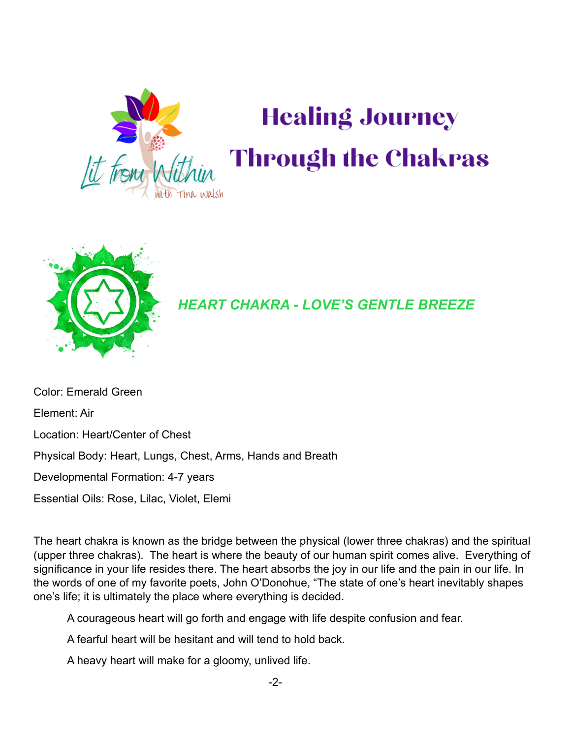# Healing Journey Through the Chakras

## *HEART CHAKRA - LOVE'S GENTLE BREEZE*

Color: Emerald Green

Element: Air

Location: Heart/Center of Chest

Physical Body: Heart, Lungs, Chest, Arms, Hands and Breath

Developmental Formation: 4-7 years

Essential Oils: Rose, Lilac, Violet, Elemi

The heart chakra is known as the bridge between the physical (lower three chakras) and the spiritual (upper three chakras). The heart is where the beauty of our human spirit comes alive. Everything of significance in your life resides there. The heart absorbs the joy in our life and the pain in our life. In the words of one of my favorite poets, John O'Donohue, "The state of one's heart inevitably shapes one's life; it is ultimately the place where everything is decided.

> A courageous heart will go forth and engage with life despite confusion and fear.
>
> A fearful heart will be hesitant and will tend to hold back.
>
> A heavy heart will make for a gloomy, unlived life.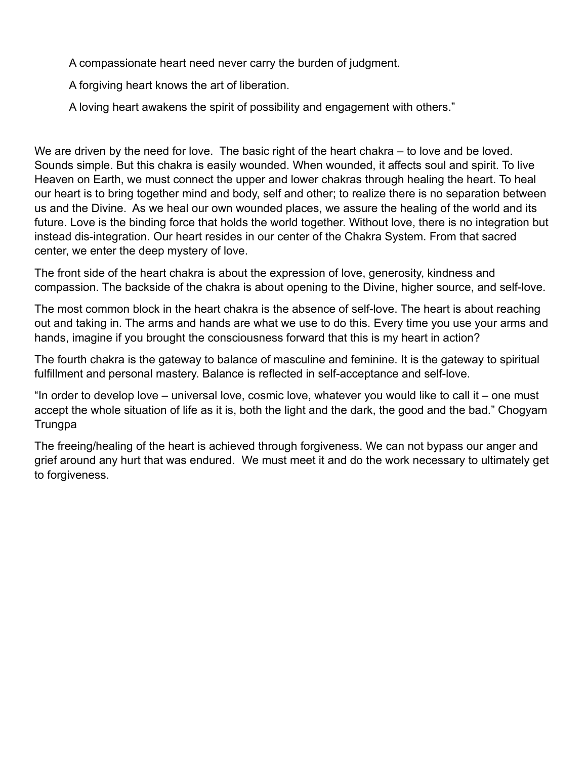A compassionate heart need never carry the burden of judgment.

A forgiving heart knows the art of liberation.

A loving heart awakens the spirit of possibility and engagement with others."

We are driven by the need for love. The basic right of the heart chakra – to love and be loved. Sounds simple. But this chakra is easily wounded. When wounded, it affects soul and spirit. To live Heaven on Earth, we must connect the upper and lower chakras through healing the heart. To heal our heart is to bring together mind and body, self and other; to realize there is no separation between us and the Divine. As we heal our own wounded places, we assure the healing of the world and its future. Love is the binding force that holds the world together. Without love, there is no integration but instead dis-integration. Our heart resides in our center of the Chakra System. From that sacred center, we enter the deep mystery of love.

The front side of the heart chakra is about the expression of love, generosity, kindness and compassion. The backside of the chakra is about opening to the Divine, higher source, and self-love.

The most common block in the heart chakra is the absence of self-love. The heart is about reaching out and taking in. The arms and hands are what we use to do this. Every time you use your arms and hands, imagine if you brought the consciousness forward that this is my heart in action?

The fourth chakra is the gateway to balance of masculine and feminine. It is the gateway to spiritual fulfillment and personal mastery. Balance is reflected in self-acceptance and self-love.

"In order to develop love – universal love, cosmic love, whatever you would like to call it – one must accept the whole situation of life as it is, both the light and the dark, the good and the bad." Chogyam Trungpa

The freeing/healing of the heart is achieved through forgiveness. We can not bypass our anger and grief around any hurt that was endured. We must meet it and do the work necessary to ultimately get to forgiveness.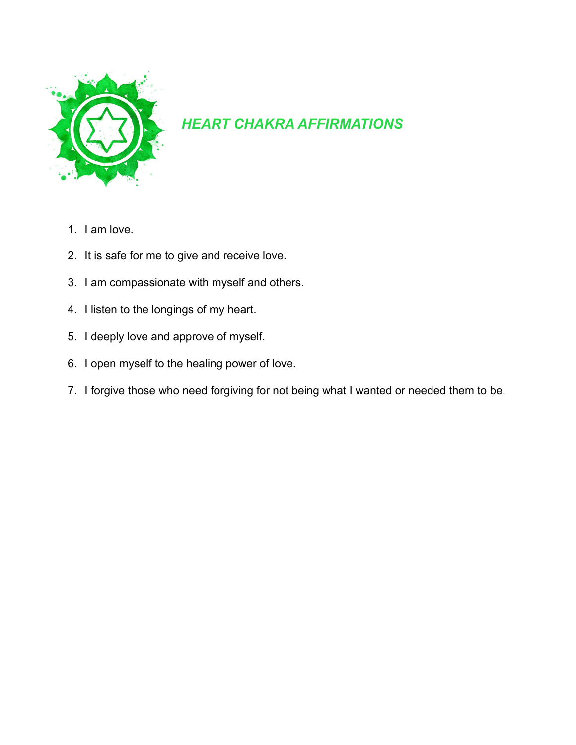## *HEART CHAKRA AFFIRMATIONS*

1. I am love.
2. It is safe for me to give and receive love.
3. I am compassionate with myself and others.
4. I listen to the longings of my heart.
5. I deeply love and approve of myself.
6. I open myself to the healing power of love.
7. I forgive those who need forgiving for not being what I wanted or needed them to be.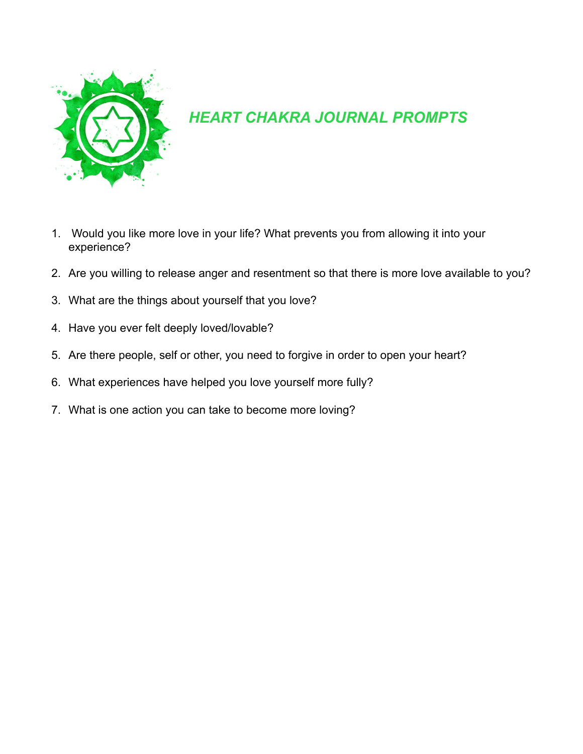# *HEART CHAKRA JOURNAL PROMPTS*

1. Would you like more love in your life? What prevents you from allowing it into your experience?
2. Are you willing to release anger and resentment so that there is more love available to you?
3. What are the things about yourself that you love?
4. Have you ever felt deeply loved/lovable?
5. Are there people, self or other, you need to forgive in order to open your heart?
6. What experiences have helped you love yourself more fully?
7. What is one action you can take to become more loving?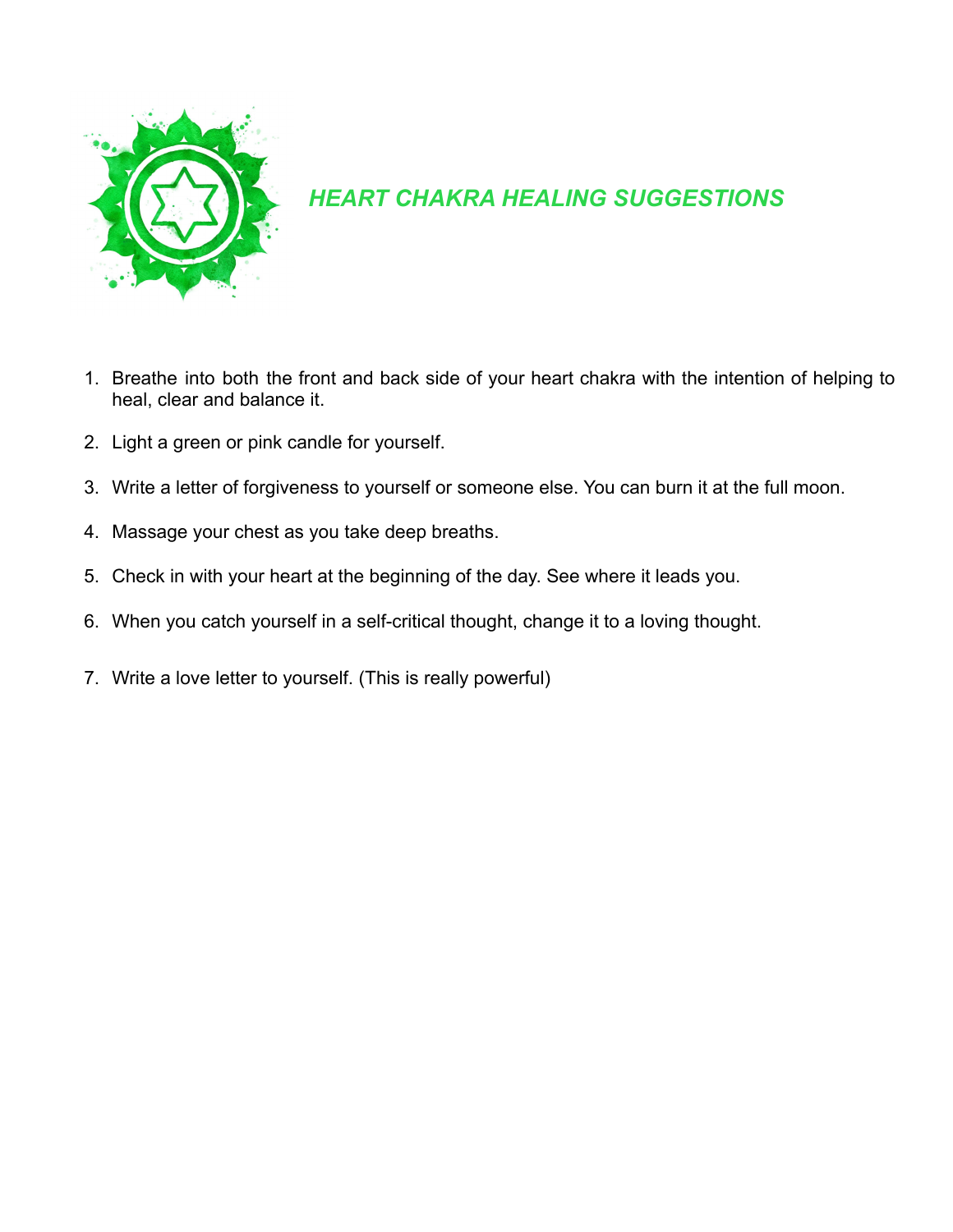## *HEART CHAKRA HEALING SUGGESTIONS*

1. Breathe into both the front and back side of your heart chakra with the intention of helping to heal, clear and balance it.
2. Light a green or pink candle for yourself.
3. Write a letter of forgiveness to yourself or someone else. You can burn it at the full moon.
4. Massage your chest as you take deep breaths.
5. Check in with your heart at the beginning of the day. See where it leads you.
6. When you catch yourself in a self-critical thought, change it to a loving thought.
7. Write a love letter to yourself. (This is really powerful)